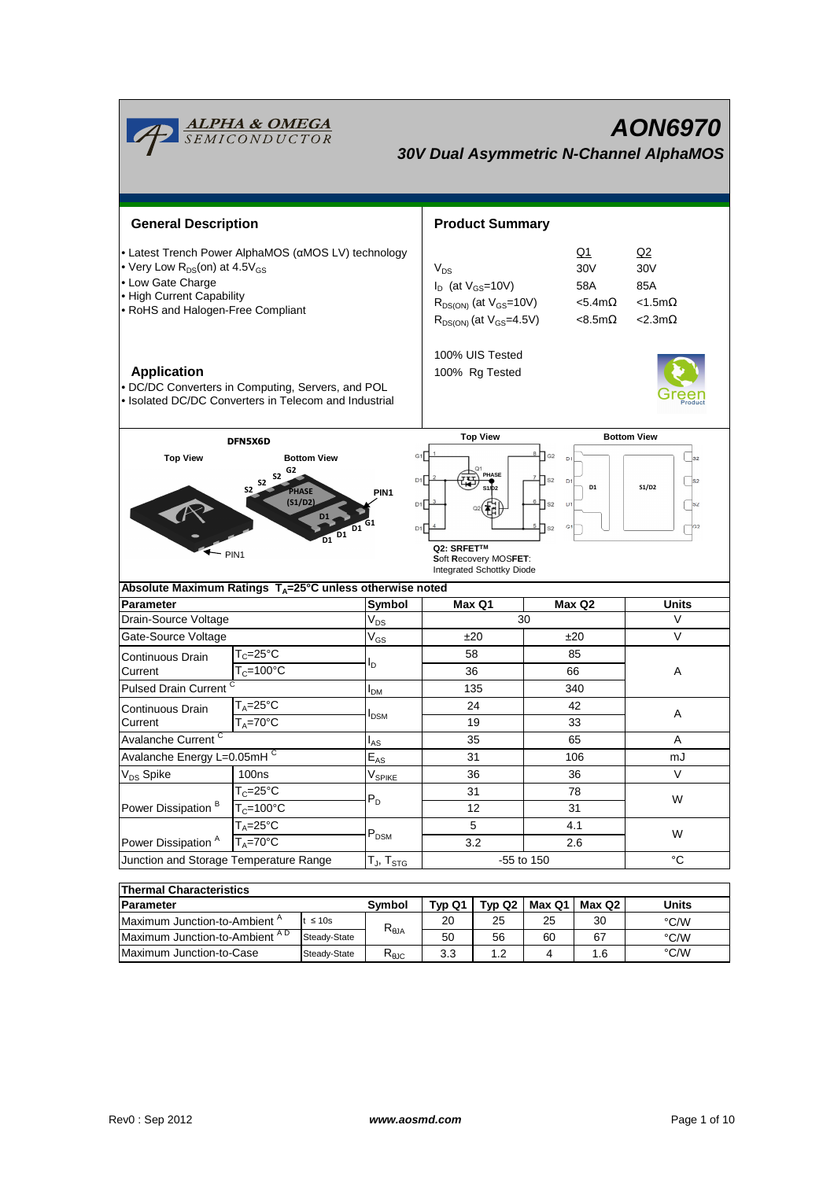# AON6970

## 30V Dual Asymmetric N-Channel AlphaMOS

## General Description

- Latest Trench Power AlphaMOS (αMOS LV) technology
- Very Low $R_{DS}$(on) at 4.5$V_{GS}$
- Low Gate Charge
- High Current Capability
- RoHS and Halogen-Free Compliant

## Product Summary

| | Q1 | Q2 |
|---|---|---|
| $V_{DS}$ | 30V | 30V |
| $I_D$ (at $V_{GS}$=10V) | 58A | 85A |
| $R_{DS(ON)}$ (at $V_{GS}$=10V) | <5.4mΩ | <1.5mΩ |
| $R_{DS(ON)}$ (at $V_{GS}$=4.5V) | <8.5mΩ | <2.3mΩ |

100% UIS Tested
100% Rg Tested

## Application

- DC/DC Converters in Computing, Servers, and POL
- Isolated DC/DC Converters in Telecom and Industrial

DFN5X6D

Q2: SRFET™
**S**oft **R**ecovery MOS**FET**:
Integrated Schottky Diode

| Absolute Maximum Ratings $T_A$=25°C unless otherwise noted | | | | | |
|---|---|---|---|---|---|
| **Parameter** | | **Symbol** | **Max Q1** | **Max Q2** | **Units** |
| Drain-Source Voltage | | $V_{DS}$ | 30 | | V |
| Gate-Source Voltage | | $V_{GS}$ | ±20 | ±20 | V |
| Continuous Drain Current | $T_C$=25°C | $I_D$ | 58 | 85 | A |
| | $T_C$=100°C | | 36 | 66 | |
| Pulsed Drain Current [C] | | $I_{DM}$ | 135 | 340 | |
| Continuous Drain Current | $T_A$=25°C | $I_{DSM}$ | 24 | 42 | A |
| | $T_A$=70°C | | 19 | 33 | |
| Avalanche Current [C] | | $I_{AS}$ | 35 | 65 | A |
| Avalanche Energy L=0.05mH [C] | | $E_{AS}$ | 31 | 106 | mJ |
| $V_{DS}$ Spike | 100ns | $V_{SPIKE}$ | 36 | 36 | V |
| Power Dissipation [B] | $T_C$=25°C | $P_D$ | 31 | 78 | W |
| | $T_C$=100°C | | 12 | 31 | |
| Power Dissipation [A] | $T_A$=25°C | $P_{DSM}$ | 5 | 4.1 | W |
| | $T_A$=70°C | | 3.2 | 2.6 | |
| Junction and Storage Temperature Range | | $T_J$, $T_{STG}$ | -55 to 150 | | °C |

| Thermal Characteristics | | | | | | | |
|---|---|---|---|---|---|---|---|
| **Parameter** | | **Symbol** | **Typ Q1** | **Typ Q2** | **Max Q1** | **Max Q2** | **Units** |
| Maximum Junction-to-Ambient [A] | t ≤ 10s | $R_{\theta JA}$ | 20 | 25 | 25 | 30 | °C/W |
| Maximum Junction-to-Ambient [A D] | Steady-State | | 50 | 56 | 60 | 67 | °C/W |
| Maximum Junction-to-Case | Steady-State | $R_{\theta JC}$ | 3.3 | 1.2 | 4 | 1.6 | °C/W |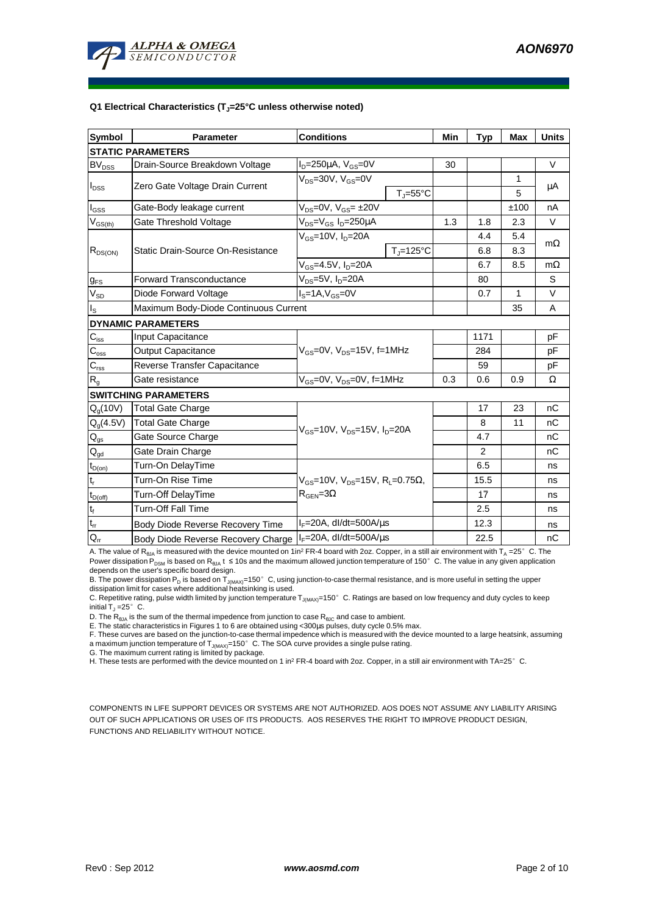### Q1 Electrical Characteristics ($T_J$=25°C unless otherwise noted)

| Symbol | Parameter | Conditions | | Min | Typ | Max | Units |
|---|---|---|---|---|---|---|---|
| **STATIC PARAMETERS** | | | | | | | |
| $BV_{DSS}$ | Drain-Source Breakdown Voltage | $I_D$=250µA, $V_{GS}$=0V | | 30 | | | V |
| $I_{DSS}$ | Zero Gate Voltage Drain Current | $V_{DS}$=30V, $V_{GS}$=0V | | | | 1 | µA |
| | | | $T_J$=55°C | | | 5 | |
| $I_{GSS}$ | Gate-Body leakage current | $V_{DS}$=0V, $V_{GS}$= ±20V | | | | ±100 | nA |
| $V_{GS(th)}$ | Gate Threshold Voltage | $V_{DS}$=$V_{GS}$ $I_D$=250µA | | 1.3 | 1.8 | 2.3 | V |
| $R_{DS(ON)}$ | Static Drain-Source On-Resistance | $V_{GS}$=10V, $I_D$=20A | | | 4.4 | 5.4 | mΩ |
| | | | $T_J$=125°C | | 6.8 | 8.3 | |
| | | $V_{GS}$=4.5V, $I_D$=20A | | | 6.7 | 8.5 | mΩ |
| $g_{FS}$ | Forward Transconductance | $V_{DS}$=5V, $I_D$=20A | | | 80 | | S |
| $V_{SD}$ | Diode Forward Voltage | $I_S$=1A,$V_{GS}$=0V | | | 0.7 | 1 | V |
| $I_S$ | Maximum Body-Diode Continuous Current | | | | | 35 | A |
| **DYNAMIC PARAMETERS** | | | | | | | |
| $C_{iss}$ | Input Capacitance | $V_{GS}$=0V, $V_{DS}$=15V, f=1MHz | | | 1171 | | pF |
| $C_{oss}$ | Output Capacitance | | | | 284 | | pF |
| $C_{rss}$ | Reverse Transfer Capacitance | | | | 59 | | pF |
| $R_g$ | Gate resistance | $V_{GS}$=0V, $V_{DS}$=0V, f=1MHz | | 0.3 | 0.6 | 0.9 | Ω |
| **SWITCHING PARAMETERS** | | | | | | | |
| $Q_g$(10V) | Total Gate Charge | $V_{GS}$=10V, $V_{DS}$=15V, $I_D$=20A | | | 17 | 23 | nC |
| $Q_g$(4.5V) | Total Gate Charge | | | | 8 | 11 | nC |
| $Q_{gs}$ | Gate Source Charge | | | | 4.7 | | nC |
| $Q_{gd}$ | Gate Drain Charge | | | | 2 | | nC |
| $t_{D(on)}$ | Turn-On DelayTime | $V_{GS}$=10V, $V_{DS}$=15V, $R_L$=0.75Ω, $R_{GEN}$=3Ω | | | 6.5 | | ns |
| $t_r$ | Turn-On Rise Time | | | | 15.5 | | ns |
| $t_{D(off)}$ | Turn-Off DelayTime | | | | 17 | | ns |
| $t_f$ | Turn-Off Fall Time | | | | 2.5 | | ns |
| $t_{rr}$ | Body Diode Reverse Recovery Time | $I_F$=20A, dI/dt=500A/µs | | | 12.3 | | ns |
| $Q_{rr}$ | Body Diode Reverse Recovery Charge | $I_F$=20A, dI/dt=500A/µs | | | 22.5 | | nC |

A. The value of $R_{\theta JA}$ is measured with the device mounted on 1in² FR-4 board with 2oz. Copper, in a still air environment with $T_A$ =25° C. The Power dissipation $P_{DSM}$ is based on $R_{\theta JA}$ t ≤ 10s and the maximum allowed junction temperature of 150° C. The value in any given application depends on the user's specific board design.

B. The power dissipation $P_D$ is based on $T_{J(MAX)}$=150° C, using junction-to-case thermal resistance, and is more useful in setting the upper dissipation limit for cases where additional heatsinking is used.

C. Repetitive rating, pulse width limited by junction temperature $T_{J(MAX)}$=150° C. Ratings are based on low frequency and duty cycles to keep initial $T_J$ =25° C.

D. The $R_{\theta JA}$ is the sum of the thermal impedence from junction to case $R_{\theta JC}$ and case to ambient.

E. The static characteristics in Figures 1 to 6 are obtained using <300µs pulses, duty cycle 0.5% max.

F. These curves are based on the junction-to-case thermal impedence which is measured with the device mounted to a large heatsink, assuming a maximum junction temperature of $T_{J(MAX)}$=150° C. The SOA curve provides a single pulse rating.

G. The maximum current rating is limited by package.

H. These tests are performed with the device mounted on 1 in² FR-4 board with 2oz. Copper, in a still air environment with TA=25° C.

COMPONENTS IN LIFE SUPPORT DEVICES OR SYSTEMS ARE NOT AUTHORIZED. AOS DOES NOT ASSUME ANY LIABILITY ARISING OUT OF SUCH APPLICATIONS OR USES OF ITS PRODUCTS. AOS RESERVES THE RIGHT TO IMPROVE PRODUCT DESIGN, FUNCTIONS AND RELIABILITY WITHOUT NOTICE.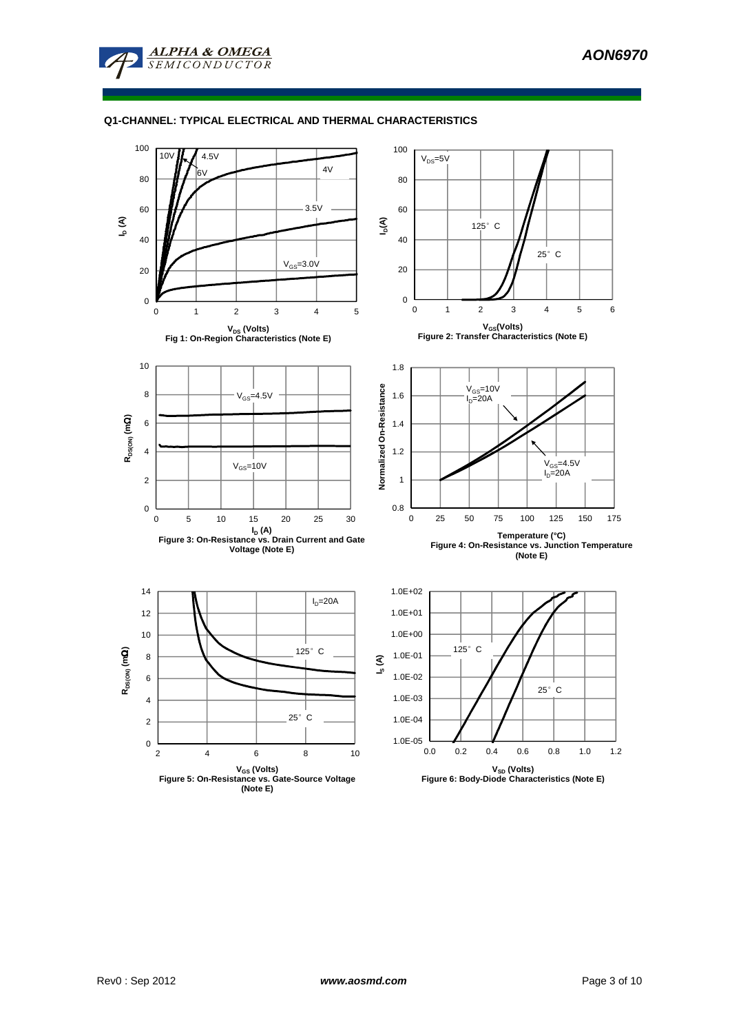## Q1-CHANNEL: TYPICAL ELECTRICAL AND THERMAL CHARACTERISTICS

Fig 1: On-Region Characteristics (Note E)

Figure 2: Transfer Characteristics (Note E)

Figure 3: On-Resistance vs. Drain Current and Gate Voltage (Note E)

Figure 4: On-Resistance vs. Junction Temperature (Note E)

Figure 5: On-Resistance vs. Gate-Source Voltage (Note E)

Figure 6: Body-Diode Characteristics (Note E)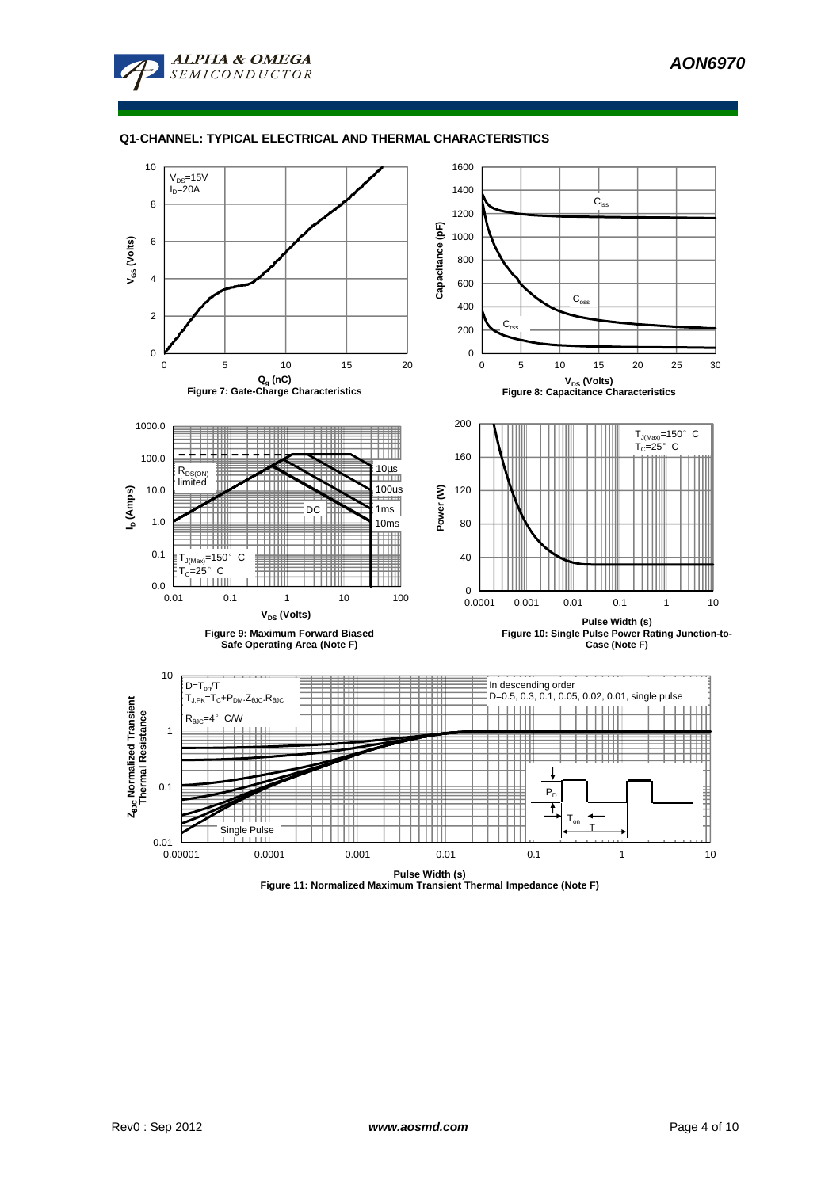## Q1-CHANNEL: TYPICAL ELECTRICAL AND THERMAL CHARACTERISTICS

$V_{DS}$=15V
$I_D$=20A

$V_{GS}$ (Volts)

$Q_g$ (nC)

Figure 7: Gate-Charge Characteristics

$C_{iss}$

$C_{oss}$

$C_{rss}$

Capacitance (pF)

$V_{DS}$ (Volts)

Figure 8: Capacitance Characteristics

$R_{DS(ON)}$ limited

10µs

100us

1ms

10ms

DC

$T_{J(Max)}$=150° C
$T_C$=25° C

$I_D$ (Amps)

$V_{DS}$ (Volts)

Figure 9: Maximum Forward Biased Safe Operating Area (Note F)

$T_{J(Max)}$=150° C
$T_C$=25° C

Power (W)

Pulse Width (s)

Figure 10: Single Pulse Power Rating Junction-to-Case (Note F)

D=$T_{on}$/T
$T_{J,PK}$=$T_C$+$P_{DM}$.$Z_{\theta JC}$.$R_{\theta JC}$

$R_{\theta JC}$=4° C/W

In descending order
D=0.5, 0.3, 0.1, 0.05, 0.02, 0.01, single pulse

Single Pulse

$P_D$

$T_{on}$

T

$Z_{\theta JC}$ Normalized Transient Thermal Resistance

Pulse Width (s)

Figure 11: Normalized Maximum Transient Thermal Impedance (Note F)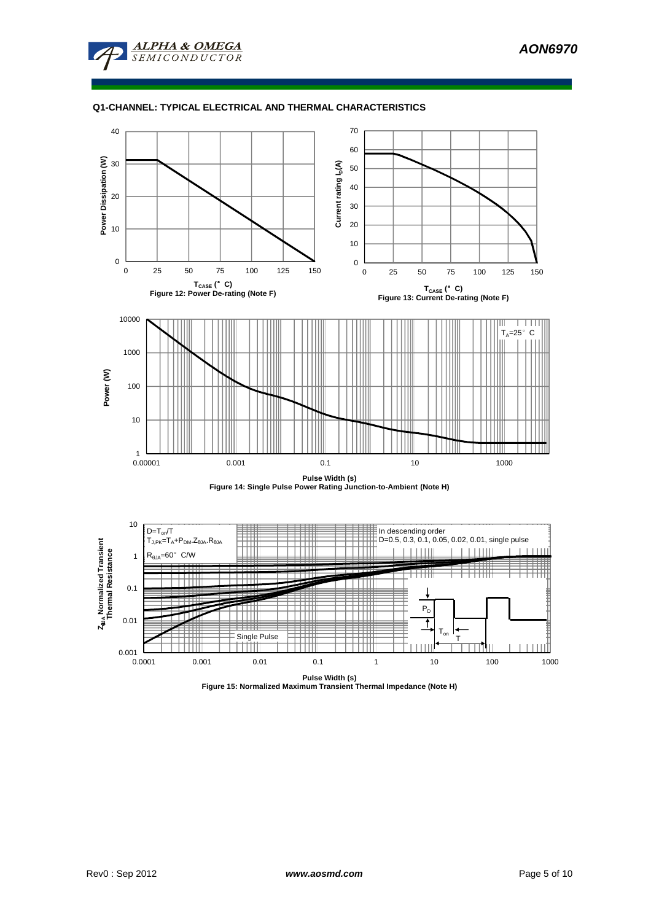## Q1-CHANNEL: TYPICAL ELECTRICAL AND THERMAL CHARACTERISTICS

Figure 12: Power De-rating (Note F)

Figure 13: Current De-rating (Note F)

Figure 14: Single Pulse Power Rating Junction-to-Ambient (Note H)

Figure 15: Normalized Maximum Transient Thermal Impedance (Note H)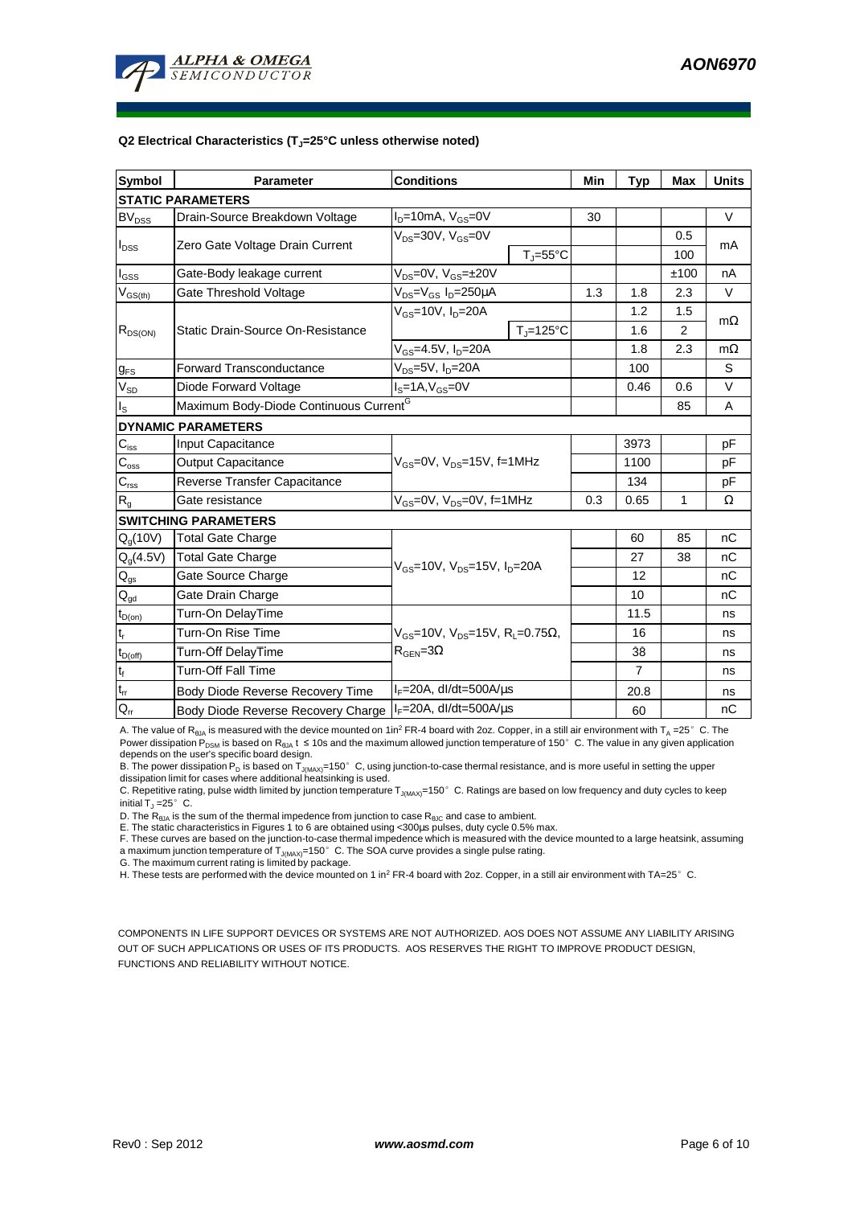**Q2 Electrical Characteristics ($T_J$=25°C unless otherwise noted)**

| Symbol | Parameter | Conditions | | Min | Typ | Max | Units |
|---|---|---|---|---|---|---|---|
| **STATIC PARAMETERS** | | | | | | | |
| $BV_{DSS}$ | Drain-Source Breakdown Voltage | $I_D$=10mA, $V_{GS}$=0V | | 30 | | | V |
| $I_{DSS}$ | Zero Gate Voltage Drain Current | $V_{DS}$=30V, $V_{GS}$=0V | | | | 0.5 | mA |
| | | | $T_J$=55°C | | | 100 | |
| $I_{GSS}$ | Gate-Body leakage current | $V_{DS}$=0V, $V_{GS}$=±20V | | | | ±100 | nA |
| $V_{GS(th)}$ | Gate Threshold Voltage | $V_{DS}$=$V_{GS}$ $I_D$=250µA | | 1.3 | 1.8 | 2.3 | V |
| $R_{DS(ON)}$ | Static Drain-Source On-Resistance | $V_{GS}$=10V, $I_D$=20A | | | 1.2 | 1.5 | mΩ |
| | | | $T_J$=125°C | | 1.6 | 2 | |
| | | $V_{GS}$=4.5V, $I_D$=20A | | | 1.8 | 2.3 | mΩ |
| $g_{FS}$ | Forward Transconductance | $V_{DS}$=5V, $I_D$=20A | | | 100 | | S |
| $V_{SD}$ | Diode Forward Voltage | $I_S$=1A,$V_{GS}$=0V | | | 0.46 | 0.6 | V |
| $I_S$ | Maximum Body-Diode Continuous Current[G] | | | | | 85 | A |
| **DYNAMIC PARAMETERS** | | | | | | | |
| $C_{iss}$ | Input Capacitance | $V_{GS}$=0V, $V_{DS}$=15V, f=1MHz | | | 3973 | | pF |
| $C_{oss}$ | Output Capacitance | | | | 1100 | | pF |
| $C_{rss}$ | Reverse Transfer Capacitance | | | | 134 | | pF |
| $R_g$ | Gate resistance | $V_{GS}$=0V, $V_{DS}$=0V, f=1MHz | | 0.3 | 0.65 | 1 | Ω |
| **SWITCHING PARAMETERS** | | | | | | | |
| $Q_g$(10V) | Total Gate Charge | $V_{GS}$=10V, $V_{DS}$=15V, $I_D$=20A | | | 60 | 85 | nC |
| $Q_g$(4.5V) | Total Gate Charge | | | | 27 | 38 | nC |
| $Q_{gs}$ | Gate Source Charge | | | | 12 | | nC |
| $Q_{gd}$ | Gate Drain Charge | | | | 10 | | nC |
| $t_{D(on)}$ | Turn-On DelayTime | $V_{GS}$=10V, $V_{DS}$=15V, $R_L$=0.75Ω, $R_{GEN}$=3Ω | | | 11.5 | | ns |
| $t_r$ | Turn-On Rise Time | | | | 16 | | ns |
| $t_{D(off)}$ | Turn-Off DelayTime | | | | 38 | | ns |
| $t_f$ | Turn-Off Fall Time | | | | 7 | | ns |
| $t_{rr}$ | Body Diode Reverse Recovery Time | $I_F$=20A, dI/dt=500A/µs | | | 20.8 | | ns |
| $Q_{rr}$ | Body Diode Reverse Recovery Charge | $I_F$=20A, dI/dt=500A/µs | | | 60 | | nC |

A. The value of $R_{\theta JA}$ is measured with the device mounted on 1in² FR-4 board with 2oz. Copper, in a still air environment with $T_A$ =25° C. The Power dissipation $P_{DSM}$ is based on $R_{\theta JA}$ t ≤ 10s and the maximum allowed junction temperature of 150° C. The value in any given application depends on the user's specific board design.
B. The power dissipation $P_D$ is based on $T_{J(MAX)}$=150° C, using junction-to-case thermal resistance, and is more useful in setting the upper dissipation limit for cases where additional heatsinking is used.
C. Repetitive rating, pulse width limited by junction temperature $T_{J(MAX)}$=150° C. Ratings are based on low frequency and duty cycles to keep initial $T_J$ =25° C.
D. The $R_{\theta JA}$ is the sum of the thermal impedence from junction to case $R_{\theta JC}$ and case to ambient.
E. The static characteristics in Figures 1 to 6 are obtained using <300µs pulses, duty cycle 0.5% max.
F. These curves are based on the junction-to-case thermal impedence which is measured with the device mounted to a large heatsink, assuming a maximum junction temperature of $T_{J(MAX)}$=150° C. The SOA curve provides a single pulse rating.
G. The maximum current rating is limited by package.
H. These tests are performed with the device mounted on 1 in² FR-4 board with 2oz. Copper, in a still air environment with TA=25° C.

COMPONENTS IN LIFE SUPPORT DEVICES OR SYSTEMS ARE NOT AUTHORIZED. AOS DOES NOT ASSUME ANY LIABILITY ARISING OUT OF SUCH APPLICATIONS OR USES OF ITS PRODUCTS. AOS RESERVES THE RIGHT TO IMPROVE PRODUCT DESIGN, FUNCTIONS AND RELIABILITY WITHOUT NOTICE.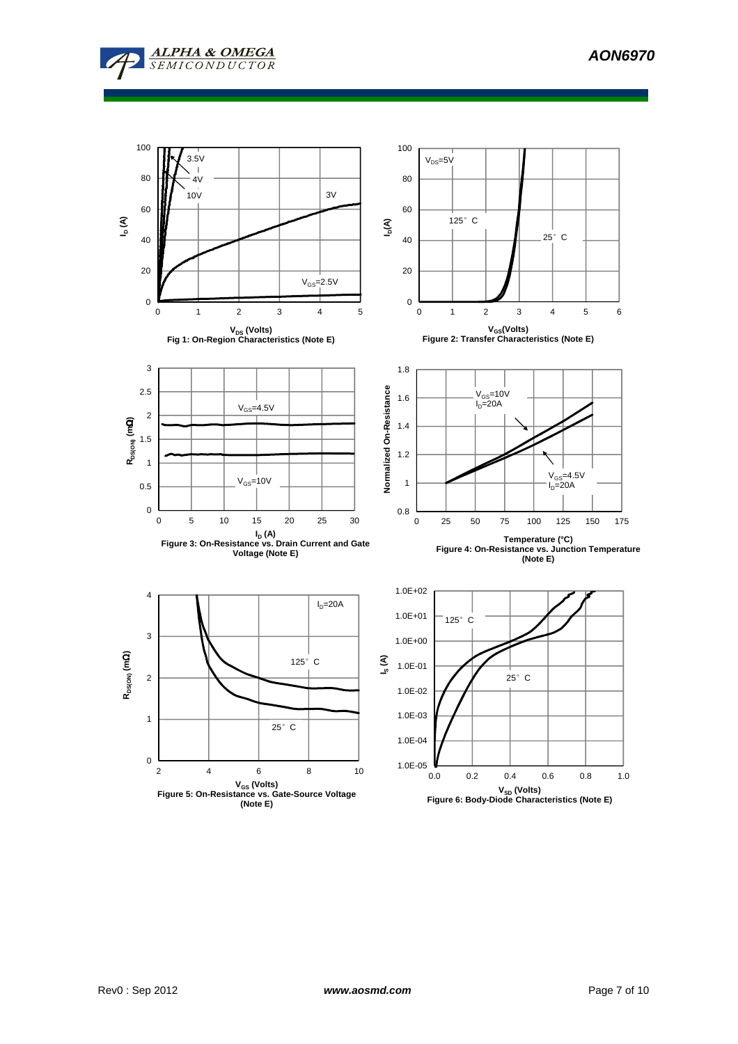Fig 1: On-Region Characteristics (Note E)

Figure 2: Transfer Characteristics (Note E)

Figure 3: On-Resistance vs. Drain Current and Gate Voltage (Note E)

Figure 4: On-Resistance vs. Junction Temperature (Note E)

Figure 5: On-Resistance vs. Gate-Source Voltage (Note E)

Figure 6: Body-Diode Characteristics (Note E)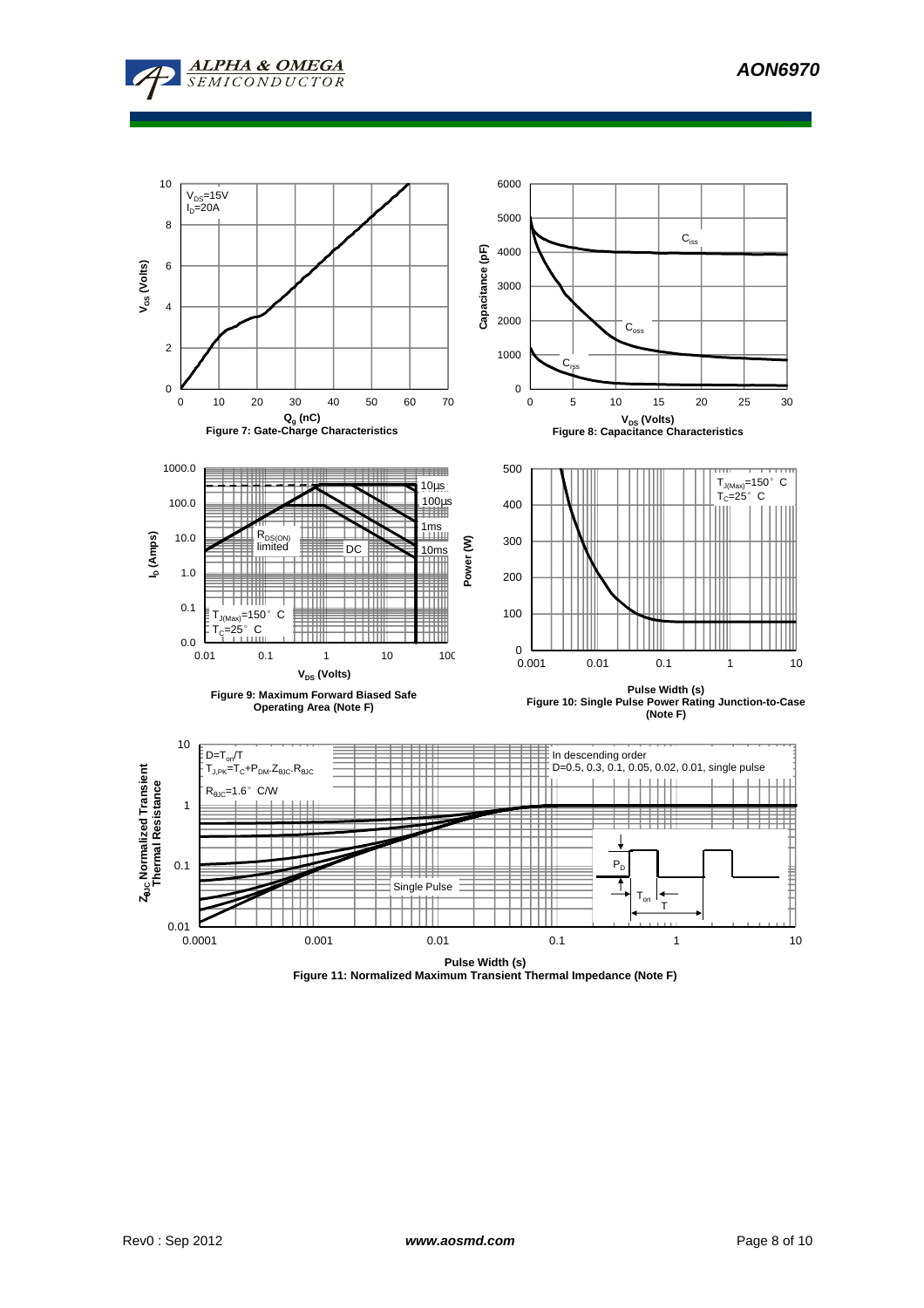$V_{DS}$=15V
$I_D$=20A

Figure 7: Gate-Charge Characteristics

Figure 8: Capacitance Characteristics

Figure 9: Maximum Forward Biased Safe Operating Area (Note F)

Figure 10: Single Pulse Power Rating Junction-to-Case (Note F)

$D=T_{on}/T$
$T_{J,PK}=T_C+P_{DM}.Z_{\theta JC}.R_{\theta JC}$
$R_{\theta JC}$=1.6° C/W

In descending order
D=0.5, 0.3, 0.1, 0.05, 0.02, 0.01, single pulse

Figure 11: Normalized Maximum Transient Thermal Impedance (Note F)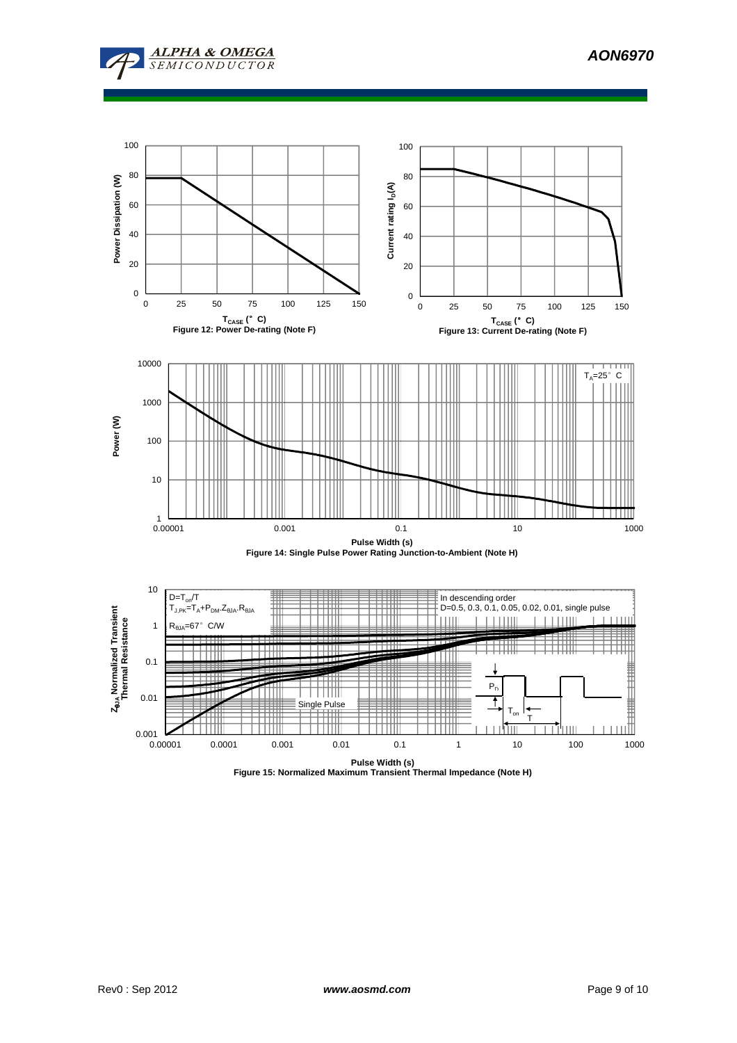Figure 12: Power De-rating (Note F)

Figure 13: Current De-rating (Note F)

Figure 14: Single Pulse Power Rating Junction-to-Ambient (Note H)

Figure 15: Normalized Maximum Transient Thermal Impedance (Note H)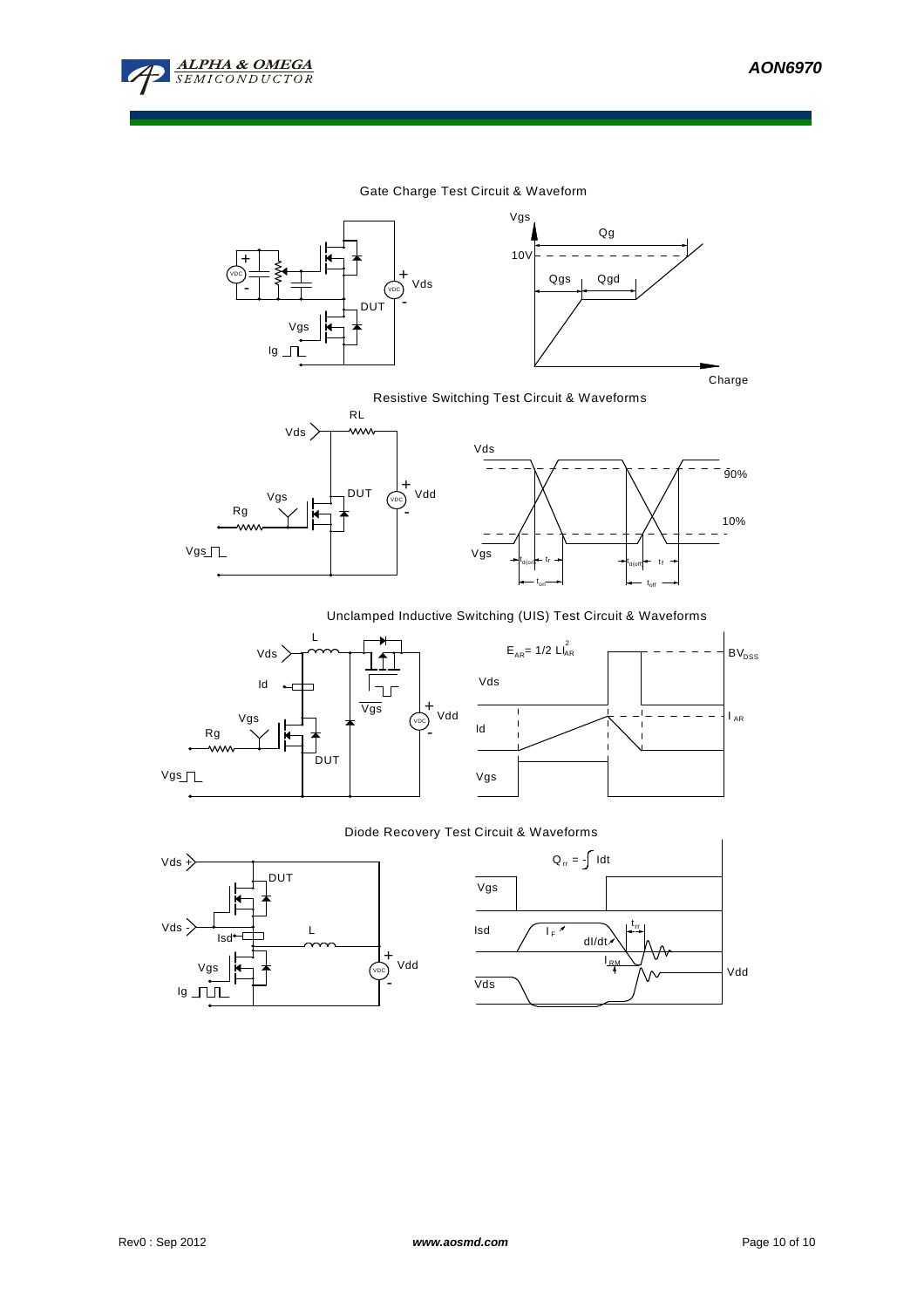Gate Charge Test Circuit & Waveform

VDC
+
-
DUT
+
VDC
Vds
-
Vgs
Ig

Vgs
Qg
10V
Qgs
Qgd
Charge

Resistive Switching Test Circuit & Waveforms

RL
Vds
Vgs
DUT
+
VDC
Vdd
-
Rg
Vgs

Vds
90%
10%
Vgs
$t_{d(on)}$
$t_r$
$t_{on}$
$t_{d(off)}$
$t_f$
$t_{off}$

Unclamped Inductive Switching (UIS) Test Circuit & Waveforms

L
Vds
Id
Vgs
+
VDC
Vdd
-
Vgs
Rg
DUT
Vgs

$E_{AR} = 1/2\ LI_{AR}^2$
$BV_{DSS}$
Vds
Id
$I_{AR}$
Vgs

Diode Recovery Test Circuit & Waveforms

Vds +
DUT
Vds -
Isd
L
+
VDC
Vdd
-
Vgs
Ig

$Q_{rr} = -\int Idt$
Vgs
Isd
$I_F$
dI/dt
$t_{rr}$
$I_{RM}$
Vds
Vdd